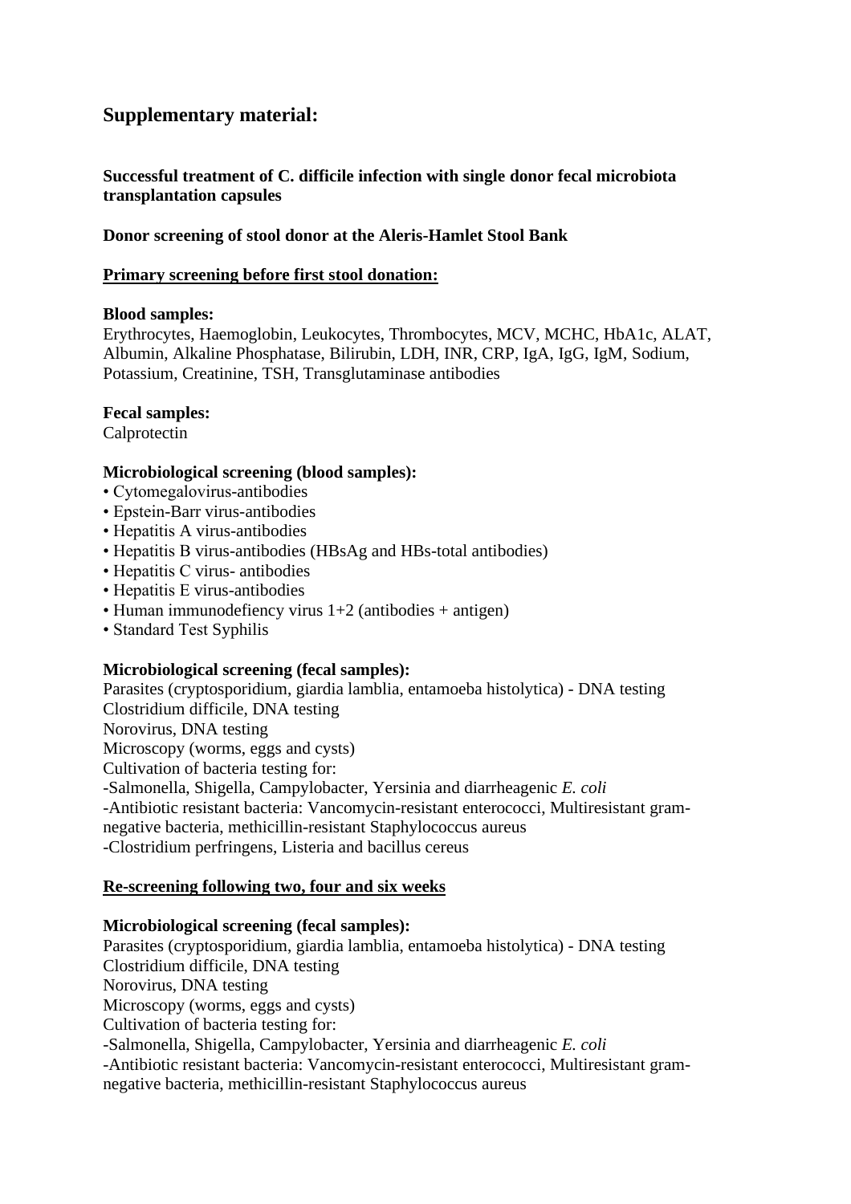## Supplementary material:

**Successful treatment of C. difficile infection with single donor fecal microbiota transplantation capsules**

**Donor screening of stool donor at the Aleris-Hamlet Stool Bank**

**<u>Primary screening before first stool donation:</u>**

**Blood samples:**
Erythrocytes, Haemoglobin, Leukocytes, Thrombocytes, MCV, MCHC, HbA1c, ALAT, Albumin, Alkaline Phosphatase, Bilirubin, LDH, INR, CRP, IgA, IgG, IgM, Sodium, Potassium, Creatinine, TSH, Transglutaminase antibodies

**Fecal samples:**
Calprotectin

**Microbiological screening (blood samples):**

- Cytomegalovirus-antibodies
- Epstein-Barr virus-antibodies
- Hepatitis A virus-antibodies
- Hepatitis B virus-antibodies (HBsAg and HBs-total antibodies)
- Hepatitis C virus- antibodies
- Hepatitis E virus-antibodies
- Human immunodefiency virus 1+2 (antibodies + antigen)
- Standard Test Syphilis

**Microbiological screening (fecal samples):**
Parasites (cryptosporidium, giardia lamblia, entamoeba histolytica) - DNA testing
Clostridium difficile, DNA testing
Norovirus, DNA testing
Microscopy (worms, eggs and cysts)
Cultivation of bacteria testing for:
-Salmonella, Shigella, Campylobacter, Yersinia and diarrheagenic *E. coli*
-Antibiotic resistant bacteria: Vancomycin-resistant enterococci, Multiresistant gram-negative bacteria, methicillin-resistant Staphylococcus aureus
-Clostridium perfringens, Listeria and bacillus cereus

**<u>Re-screening following two, four and six weeks</u>**

**Microbiological screening (fecal samples):**
Parasites (cryptosporidium, giardia lamblia, entamoeba histolytica) - DNA testing
Clostridium difficile, DNA testing
Norovirus, DNA testing
Microscopy (worms, eggs and cysts)
Cultivation of bacteria testing for:
-Salmonella, Shigella, Campylobacter, Yersinia and diarrheagenic *E. coli*
-Antibiotic resistant bacteria: Vancomycin-resistant enterococci, Multiresistant gram-negative bacteria, methicillin-resistant Staphylococcus aureus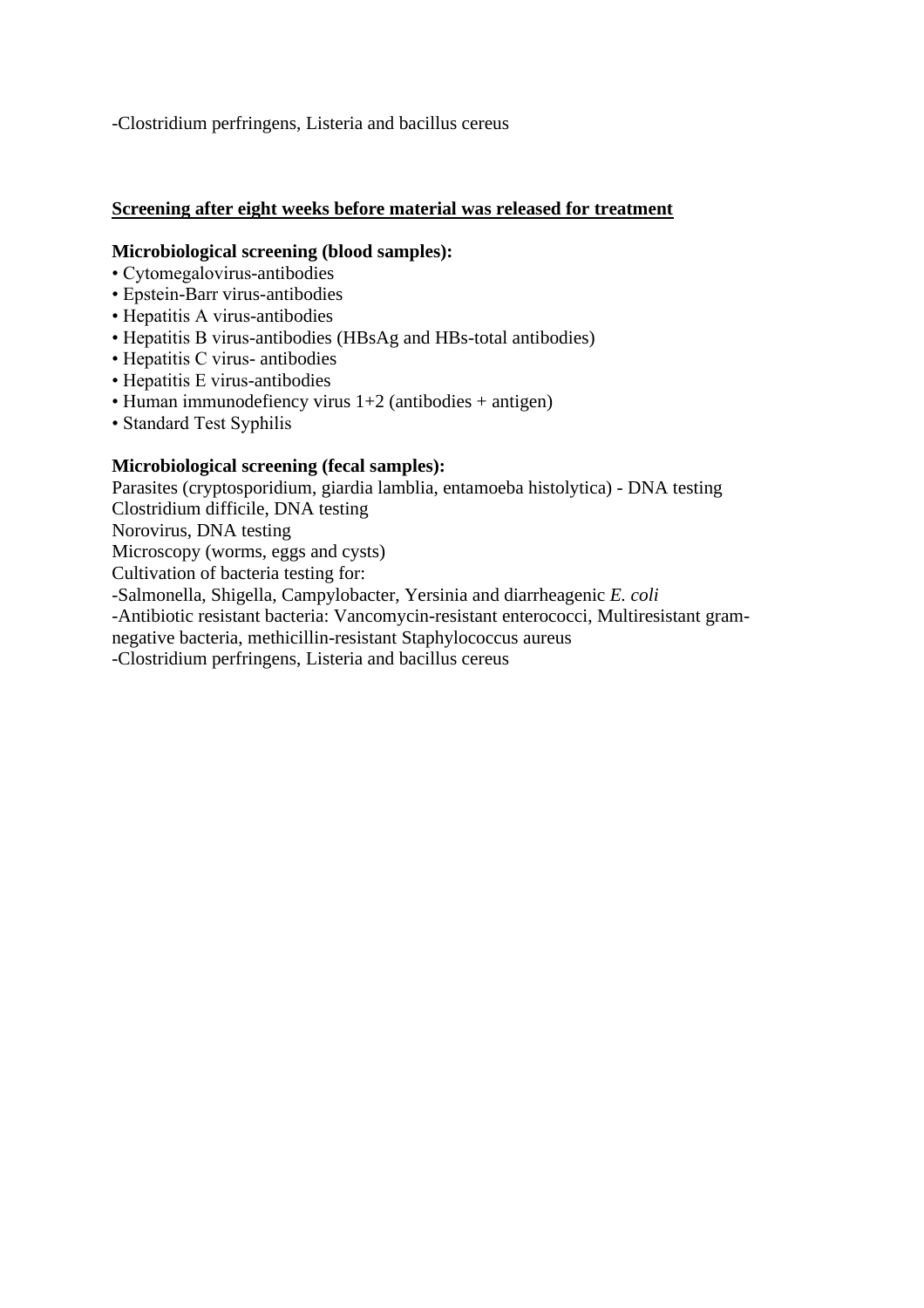-Clostridium perfringens, Listeria and bacillus cereus

## Screening after eight weeks before material was released for treatment

**Microbiological screening (blood samples):**

- Cytomegalovirus-antibodies
- Epstein-Barr virus-antibodies
- Hepatitis A virus-antibodies
- Hepatitis B virus-antibodies (HBsAg and HBs-total antibodies)
- Hepatitis C virus- antibodies
- Hepatitis E virus-antibodies
- Human immunodefiency virus 1+2 (antibodies + antigen)
- Standard Test Syphilis

**Microbiological screening (fecal samples):**

Parasites (cryptosporidium, giardia lamblia, entamoeba histolytica) - DNA testing
Clostridium difficile, DNA testing
Norovirus, DNA testing
Microscopy (worms, eggs and cysts)
Cultivation of bacteria testing for:
-Salmonella, Shigella, Campylobacter, Yersinia and diarrheagenic *E. coli*
-Antibiotic resistant bacteria: Vancomycin-resistant enterococci, Multiresistant gram-negative bacteria, methicillin-resistant Staphylococcus aureus
-Clostridium perfringens, Listeria and bacillus cereus